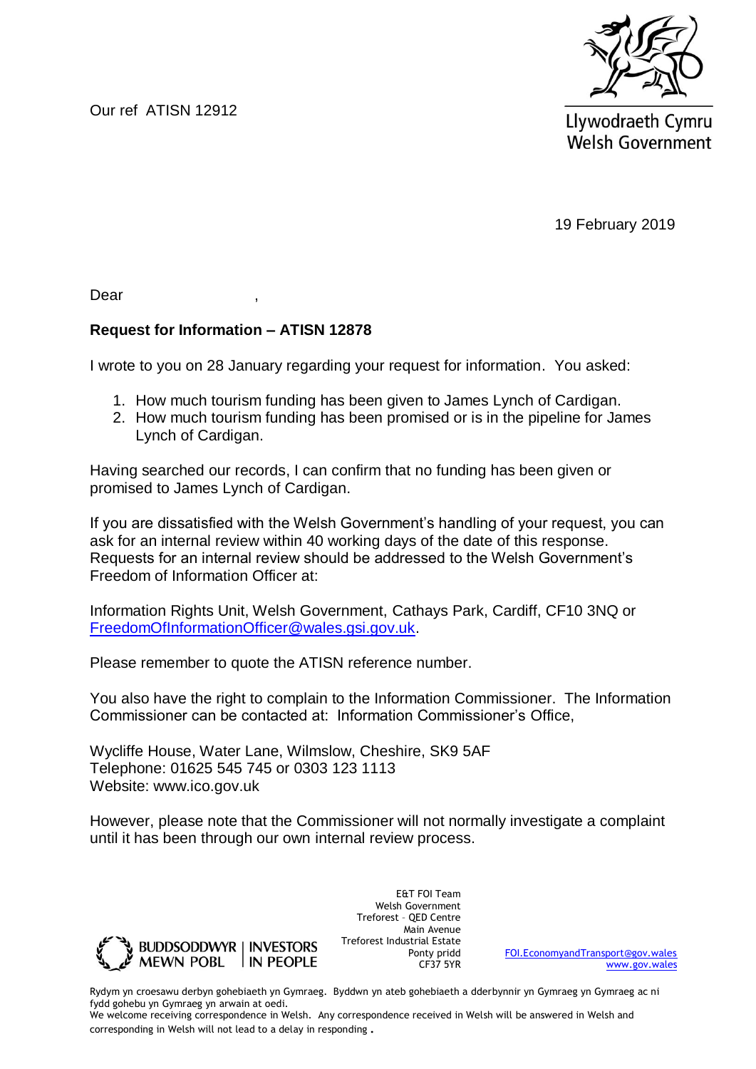Our ref ATISN 12912

Llywodraeth Cymru
Welsh Government

19 February 2019

Dear ,

**Request for Information – ATISN 12878**

I wrote to you on 28 January regarding your request for information. You asked:

1. How much tourism funding has been given to James Lynch of Cardigan.
2. How much tourism funding has been promised or is in the pipeline for James Lynch of Cardigan.

Having searched our records, I can confirm that no funding has been given or promised to James Lynch of Cardigan.

If you are dissatisfied with the Welsh Government's handling of your request, you can ask for an internal review within 40 working days of the date of this response. Requests for an internal review should be addressed to the Welsh Government's Freedom of Information Officer at:

Information Rights Unit, Welsh Government, Cathays Park, Cardiff, CF10 3NQ or FreedomOfInformationOfficer@wales.gsi.gov.uk.

Please remember to quote the ATISN reference number.

You also have the right to complain to the Information Commissioner. The Information Commissioner can be contacted at: Information Commissioner's Office,

Wycliffe House, Water Lane, Wilmslow, Cheshire, SK9 5AF
Telephone: 01625 545 745 or 0303 123 1113
Website: www.ico.gov.uk

However, please note that the Commissioner will not normally investigate a complaint until it has been through our own internal review process.

BUDDSODDWYR MEWN POBL | INVESTORS IN PEOPLE

E&T FOI Team
Welsh Government
Treforest – QED Centre
Main Avenue
Treforest Industrial Estate
Ponty pridd
CF37 5YR

FOI.EconomyandTransport@gov.wales
www.gov.wales

Rydym yn croesawu derbyn gohebiaeth yn Gymraeg. Byddwn yn ateb gohebiaeth a dderbynnir yn Gymraeg yn Gymraeg ac ni fydd gohebu yn Gymraeg yn arwain at oedi.
We welcome receiving correspondence in Welsh. Any correspondence received in Welsh will be answered in Welsh and corresponding in Welsh will not lead to a delay in responding.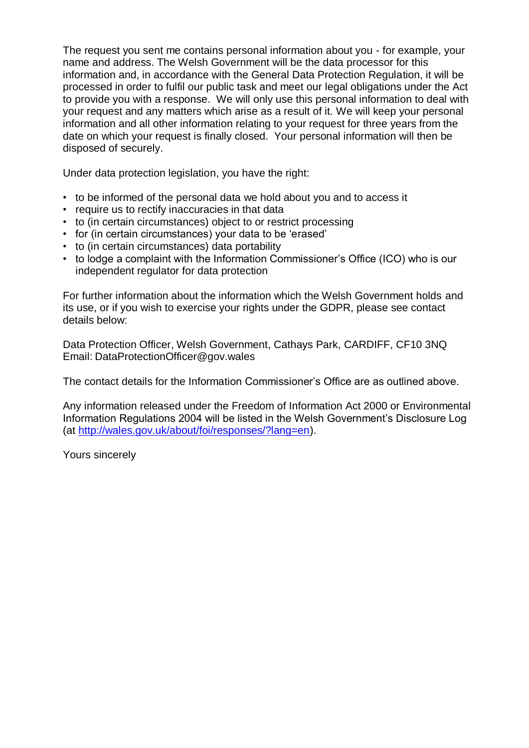The request you sent me contains personal information about you - for example, your name and address. The Welsh Government will be the data processor for this information and, in accordance with the General Data Protection Regulation, it will be processed in order to fulfil our public task and meet our legal obligations under the Act to provide you with a response. We will only use this personal information to deal with your request and any matters which arise as a result of it. We will keep your personal information and all other information relating to your request for three years from the date on which your request is finally closed. Your personal information will then be disposed of securely.

Under data protection legislation, you have the right:

- to be informed of the personal data we hold about you and to access it
- require us to rectify inaccuracies in that data
- to (in certain circumstances) object to or restrict processing
- for (in certain circumstances) your data to be 'erased'
- to (in certain circumstances) data portability
- to lodge a complaint with the Information Commissioner's Office (ICO) who is our independent regulator for data protection

For further information about the information which the Welsh Government holds and its use, or if you wish to exercise your rights under the GDPR, please see contact details below:

Data Protection Officer, Welsh Government, Cathays Park, CARDIFF, CF10 3NQ
Email: DataProtectionOfficer@gov.wales

The contact details for the Information Commissioner's Office are as outlined above.

Any information released under the Freedom of Information Act 2000 or Environmental Information Regulations 2004 will be listed in the Welsh Government's Disclosure Log (at http://wales.gov.uk/about/foi/responses/?lang=en).

Yours sincerely